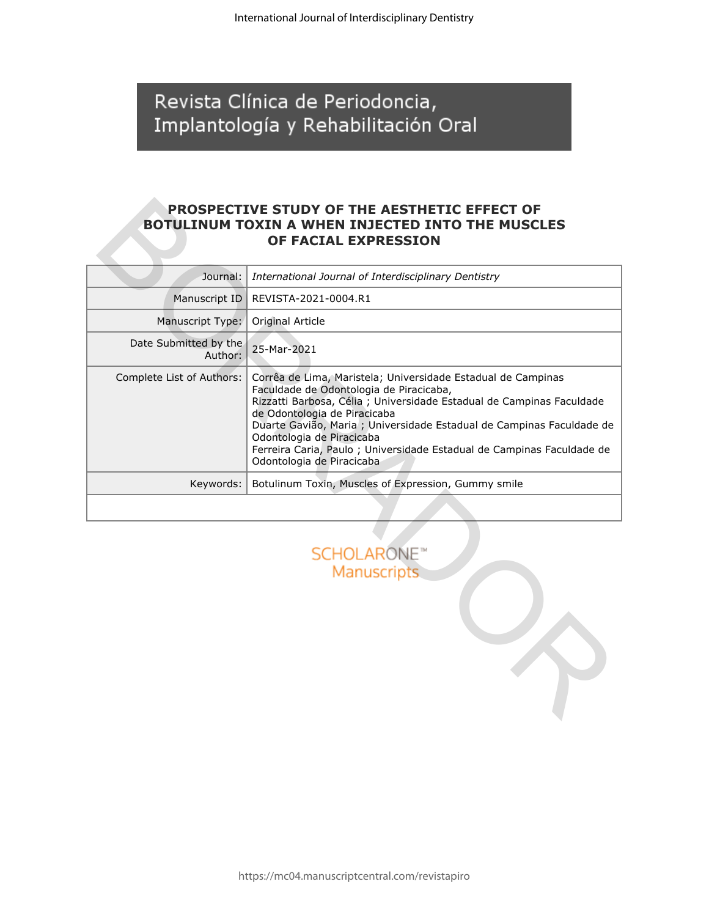# Revista Clínica de Periodoncia, Implantología y Rehabilitación Oral

## PROSPECTIVE STUDY OF THE AESTHETIC EFFECT OF BOTULINUM TOXIN A WHEN INJECTED INTO THE MUSCLES OF FACIAL EXPRESSION

| | |
|---|---|
| Journal: | *International Journal of Interdisciplinary Dentistry* |
| Manuscript ID | REVISTA-2021-0004.R1 |
| Manuscript Type: | Original Article |
| Date Submitted by the Author: | 25-Mar-2021 |
| Complete List of Authors: | Corrêa de Lima, Maristela; Universidade Estadual de Campinas Faculdade de Odontologia de Piracicaba, Rizzatti Barbosa, Célia ; Universidade Estadual de Campinas Faculdade de Odontologia de Piracicaba Duarte Gavião, Maria ; Universidade Estadual de Campinas Faculdade de Odontologia de Piracicaba Ferreira Caria, Paulo ; Universidade Estadual de Campinas Faculdade de Odontologia de Piracicaba |
| Keywords: | Botulinum Toxin, Muscles of Expression, Gummy smile |
| | |

SCHOLARONE™ Manuscripts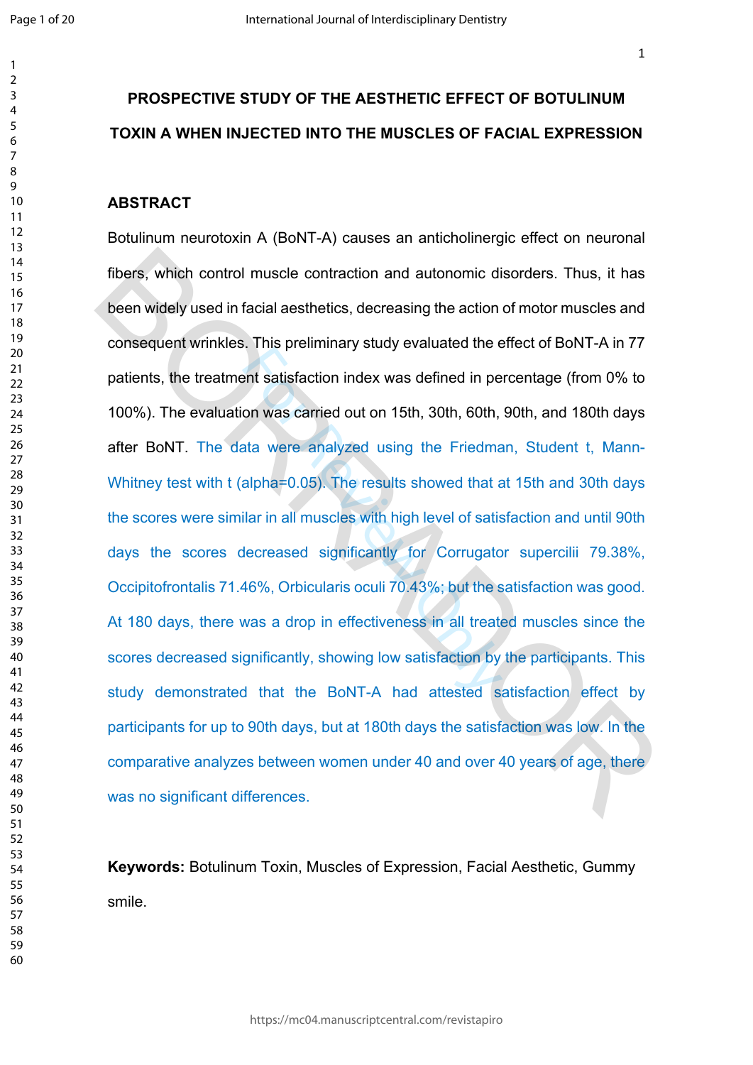# PROSPECTIVE STUDY OF THE AESTHETIC EFFECT OF BOTULINUM TOXIN A WHEN INJECTED INTO THE MUSCLES OF FACIAL EXPRESSION

## ABSTRACT

Botulinum neurotoxin A (BoNT-A) causes an anticholinergic effect on neuronal fibers, which control muscle contraction and autonomic disorders. Thus, it has been widely used in facial aesthetics, decreasing the action of motor muscles and consequent wrinkles. This preliminary study evaluated the effect of BoNT-A in 77 patients, the treatment satisfaction index was defined in percentage (from 0% to 100%). The evaluation was carried out on 15th, 30th, 60th, 90th, and 180th days after BoNT. The data were analyzed using the Friedman, Student t, Mann-Whitney test with t (alpha=0.05). The results showed that at 15th and 30th days the scores were similar in all muscles with high level of satisfaction and until 90th days the scores decreased significantly for Corrugator supercilii 79.38%, Occipitofrontalis 71.46%, Orbicularis oculi 70.43%; but the satisfaction was good. At 180 days, there was a drop in effectiveness in all treated muscles since the scores decreased significantly, showing low satisfaction by the participants. This study demonstrated that the BoNT-A had attested satisfaction effect by participants for up to 90th days, but at 180th days the satisfaction was low. In the comparative analyzes between women under 40 and over 40 years of age, there was no significant differences.

**Keywords:** Botulinum Toxin, Muscles of Expression, Facial Aesthetic, Gummy smile.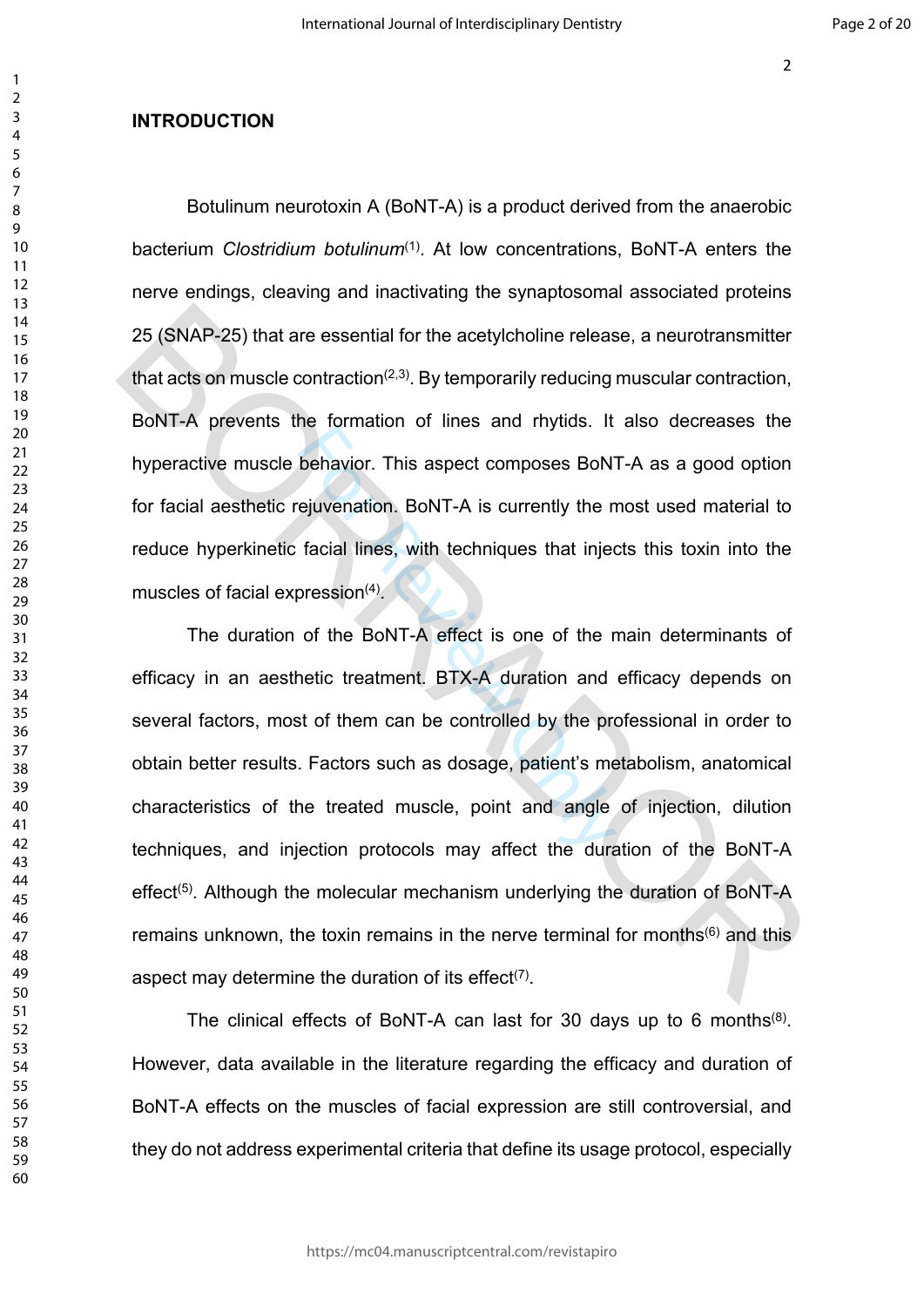## INTRODUCTION

Botulinum neurotoxin A (BoNT-A) is a product derived from the anaerobic bacterium *Clostridium botulinum*[1]. At low concentrations, BoNT-A enters the nerve endings, cleaving and inactivating the synaptosomal associated proteins 25 (SNAP-25) that are essential for the acetylcholine release, a neurotransmitter that acts on muscle contraction[2,3]. By temporarily reducing muscular contraction, BoNT-A prevents the formation of lines and rhytids. It also decreases the hyperactive muscle behavior. This aspect composes BoNT-A as a good option for facial aesthetic rejuvenation. BoNT-A is currently the most used material to reduce hyperkinetic facial lines, with techniques that injects this toxin into the muscles of facial expression[4].

The duration of the BoNT-A effect is one of the main determinants of efficacy in an aesthetic treatment. BTX-A duration and efficacy depends on several factors, most of them can be controlled by the professional in order to obtain better results. Factors such as dosage, patient's metabolism, anatomical characteristics of the treated muscle, point and angle of injection, dilution techniques, and injection protocols may affect the duration of the BoNT-A effect[5]. Although the molecular mechanism underlying the duration of BoNT-A remains unknown, the toxin remains in the nerve terminal for months[6] and this aspect may determine the duration of its effect[7].

The clinical effects of BoNT-A can last for 30 days up to 6 months[8]. However, data available in the literature regarding the efficacy and duration of BoNT-A effects on the muscles of facial expression are still controversial, and they do not address experimental criteria that define its usage protocol, especially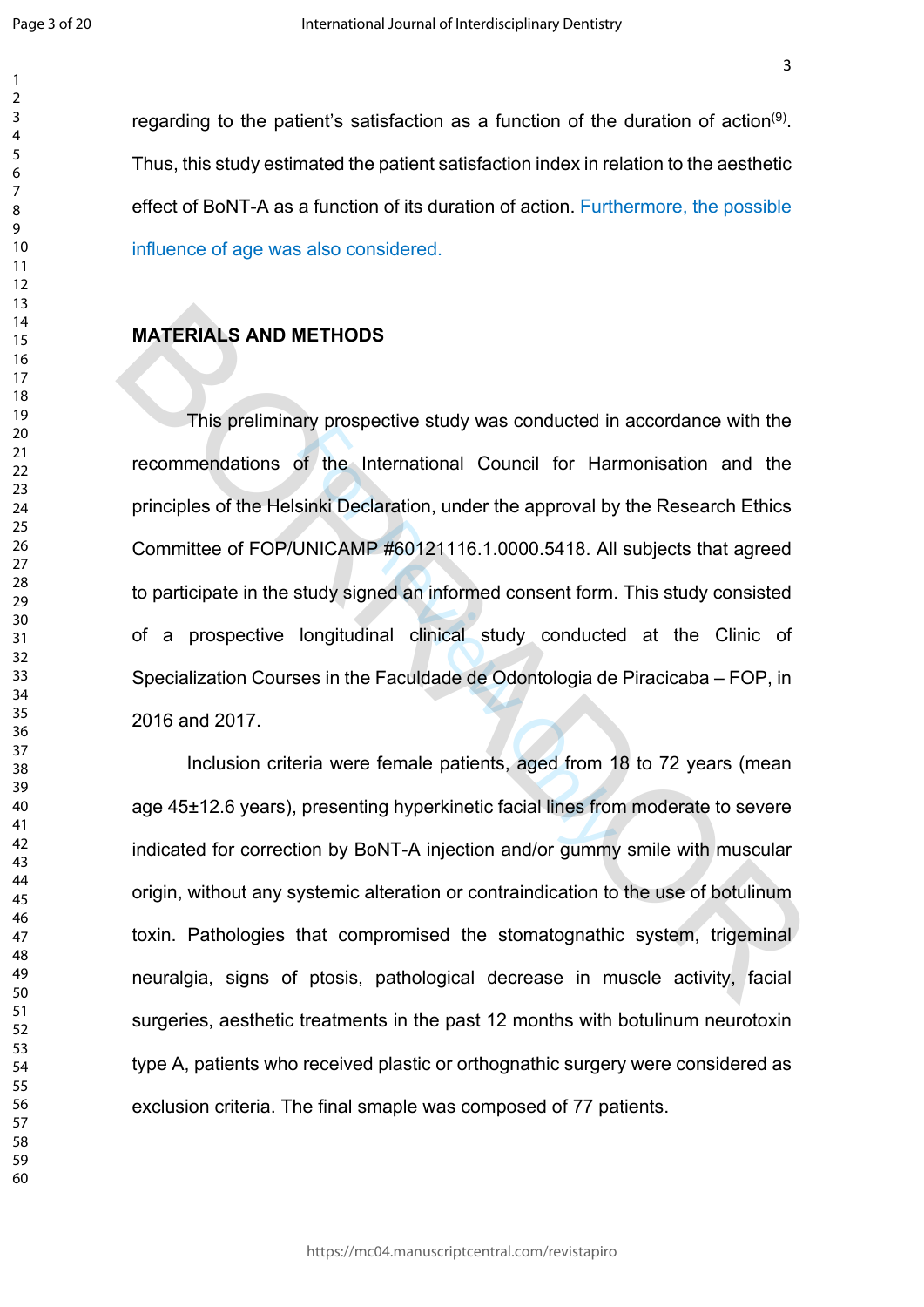regarding to the patient's satisfaction as a function of the duration of action[9]. Thus, this study estimated the patient satisfaction index in relation to the aesthetic effect of BoNT-A as a function of its duration of action. Furthermore, the possible influence of age was also considered.

## MATERIALS AND METHODS

This preliminary prospective study was conducted in accordance with the recommendations of the International Council for Harmonisation and the principles of the Helsinki Declaration, under the approval by the Research Ethics Committee of FOP/UNICAMP #60121116.1.0000.5418. All subjects that agreed to participate in the study signed an informed consent form. This study consisted of a prospective longitudinal clinical study conducted at the Clinic of Specialization Courses in the Faculdade de Odontologia de Piracicaba – FOP, in 2016 and 2017.

Inclusion criteria were female patients, aged from 18 to 72 years (mean age 45±12.6 years), presenting hyperkinetic facial lines from moderate to severe indicated for correction by BoNT-A injection and/or gummy smile with muscular origin, without any systemic alteration or contraindication to the use of botulinum toxin. Pathologies that compromised the stomatognathic system, trigeminal neuralgia, signs of ptosis, pathological decrease in muscle activity, facial surgeries, aesthetic treatments in the past 12 months with botulinum neurotoxin type A, patients who received plastic or orthognathic surgery were considered as exclusion criteria. The final smaple was composed of 77 patients.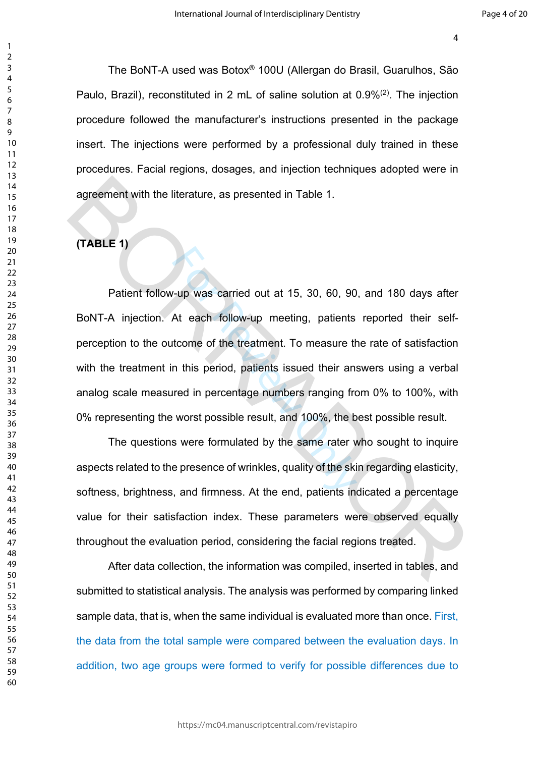The BoNT-A used was Botox® 100U (Allergan do Brasil, Guarulhos, São Paulo, Brazil), reconstituted in 2 mL of saline solution at 0.9%[(2)]. The injection procedure followed the manufacturer's instructions presented in the package insert. The injections were performed by a professional duly trained in these procedures. Facial regions, dosages, and injection techniques adopted were in agreement with the literature, as presented in Table 1.

**(TABLE 1)**

Patient follow-up was carried out at 15, 30, 60, 90, and 180 days after BoNT-A injection. At each follow-up meeting, patients reported their self-perception to the outcome of the treatment. To measure the rate of satisfaction with the treatment in this period, patients issued their answers using a verbal analog scale measured in percentage numbers ranging from 0% to 100%, with 0% representing the worst possible result, and 100%, the best possible result.

The questions were formulated by the same rater who sought to inquire aspects related to the presence of wrinkles, quality of the skin regarding elasticity, softness, brightness, and firmness. At the end, patients indicated a percentage value for their satisfaction index. These parameters were observed equally throughout the evaluation period, considering the facial regions treated.

After data collection, the information was compiled, inserted in tables, and submitted to statistical analysis. The analysis was performed by comparing linked sample data, that is, when the same individual is evaluated more than once. First, the data from the total sample were compared between the evaluation days. In addition, two age groups were formed to verify for possible differences due to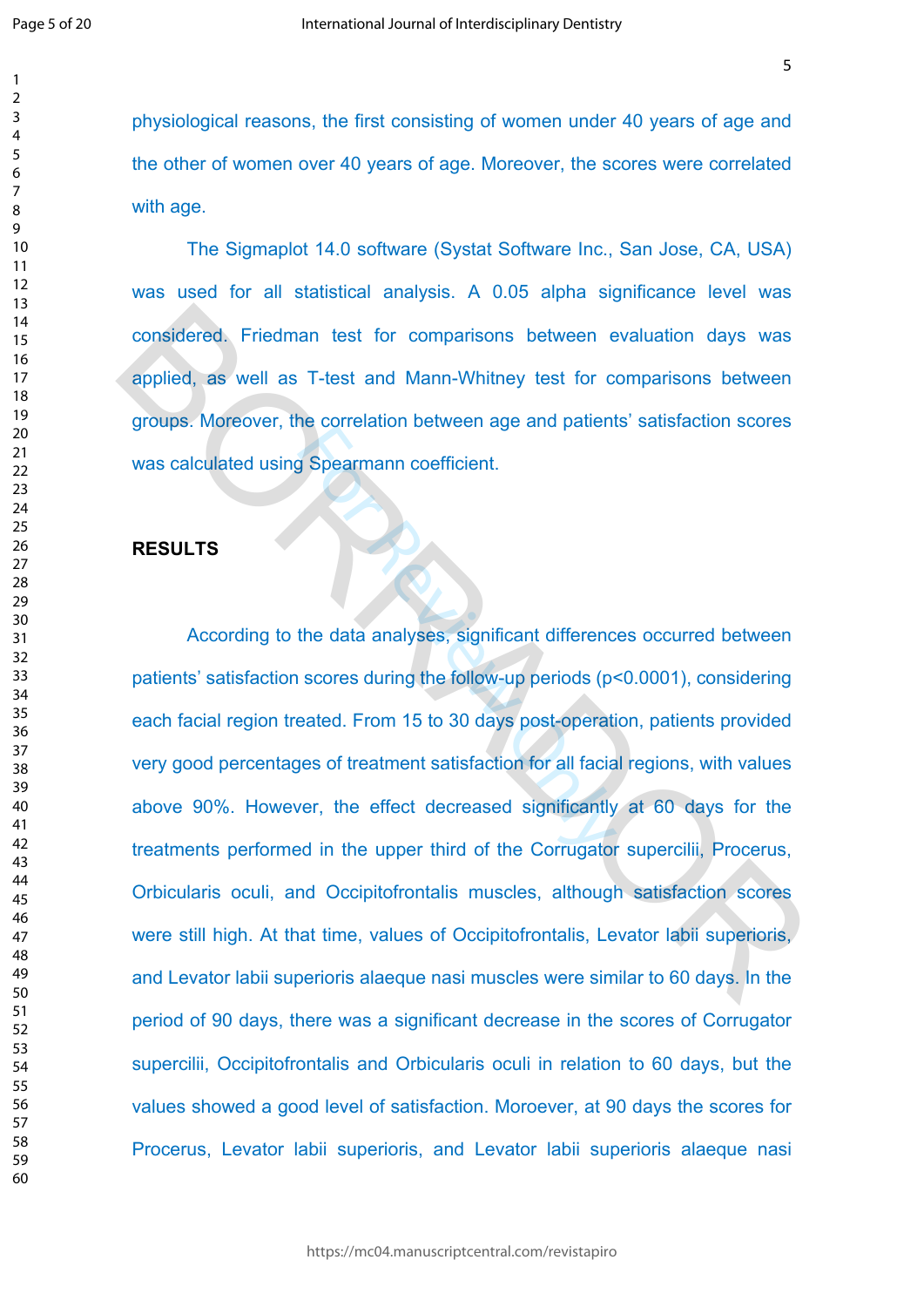physiological reasons, the first consisting of women under 40 years of age and the other of women over 40 years of age. Moreover, the scores were correlated with age.

The Sigmaplot 14.0 software (Systat Software Inc., San Jose, CA, USA) was used for all statistical analysis. A 0.05 alpha significance level was considered. Friedman test for comparisons between evaluation days was applied, as well as T-test and Mann-Whitney test for comparisons between groups. Moreover, the correlation between age and patients' satisfaction scores was calculated using Spearmann coefficient.

## RESULTS

According to the data analyses, significant differences occurred between patients' satisfaction scores during the follow-up periods ($p<0.0001$), considering each facial region treated. From 15 to 30 days post-operation, patients provided very good percentages of treatment satisfaction for all facial regions, with values above 90%. However, the effect decreased significantly at 60 days for the treatments performed in the upper third of the Corrugator supercilii, Procerus, Orbicularis oculi, and Occipitofrontalis muscles, although satisfaction scores were still high. At that time, values of Occipitofrontalis, Levator labii superioris, and Levator labii superioris alaeque nasi muscles were similar to 60 days. In the period of 90 days, there was a significant decrease in the scores of Corrugator supercilii, Occipitofrontalis and Orbicularis oculi in relation to 60 days, but the values showed a good level of satisfaction. Moroever, at 90 days the scores for Procerus, Levator labii superioris, and Levator labii superioris alaeque nasi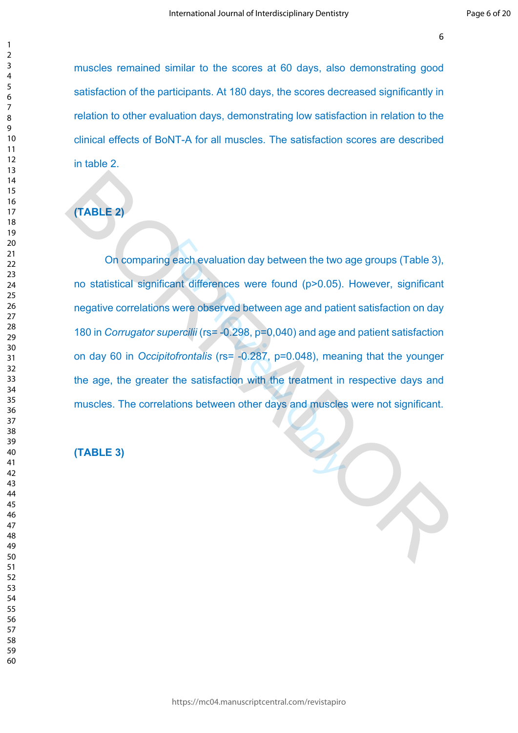muscles remained similar to the scores at 60 days, also demonstrating good satisfaction of the participants. At 180 days, the scores decreased significantly in relation to other evaluation days, demonstrating low satisfaction in relation to the clinical effects of BoNT-A for all muscles. The satisfaction scores are described in table 2.

**(TABLE 2)**

On comparing each evaluation day between the two age groups (Table 3), no statistical significant differences were found ($p>0.05$). However, significant negative correlations were observed between age and patient satisfaction on day 180 in *Corrugator supercilii* ($r_s$= -0.298, p=0,040) and age and patient satisfaction on day 60 in *Occipitofrontalis* ($r_s$= -0.287, p=0.048), meaning that the younger the age, the greater the satisfaction with the treatment in respective days and muscles. The correlations between other days and muscles were not significant.

**(TABLE 3)**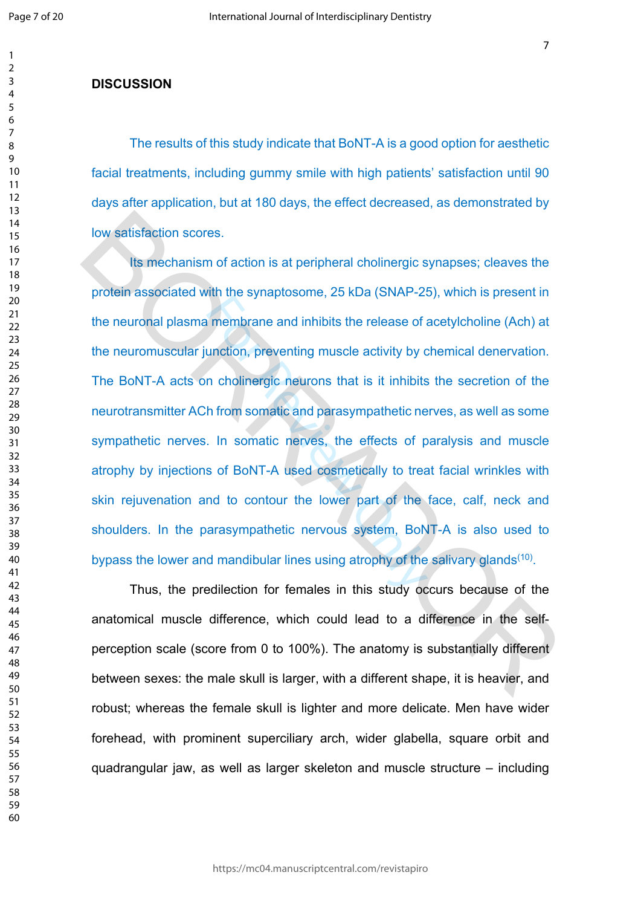## DISCUSSION

The results of this study indicate that BoNT-A is a good option for aesthetic facial treatments, including gummy smile with high patients' satisfaction until 90 days after application, but at 180 days, the effect decreased, as demonstrated by low satisfaction scores.

Its mechanism of action is at peripheral cholinergic synapses; cleaves the protein associated with the synaptosome, 25 kDa (SNAP-25), which is present in the neuronal plasma membrane and inhibits the release of acetylcholine (Ach) at the neuromuscular junction, preventing muscle activity by chemical denervation. The BoNT-A acts on cholinergic neurons that is it inhibits the secretion of the neurotransmitter ACh from somatic and parasympathetic nerves, as well as some sympathetic nerves. In somatic nerves, the effects of paralysis and muscle atrophy by injections of BoNT-A used cosmetically to treat facial wrinkles with skin rejuvenation and to contour the lower part of the face, calf, neck and shoulders. In the parasympathetic nervous system, BoNT-A is also used to bypass the lower and mandibular lines using atrophy of the salivary glands[10].

Thus, the predilection for females in this study occurs because of the anatomical muscle difference, which could lead to a difference in the self-perception scale (score from 0 to 100%). The anatomy is substantially different between sexes: the male skull is larger, with a different shape, it is heavier, and robust; whereas the female skull is lighter and more delicate. Men have wider forehead, with prominent superciliary arch, wider glabella, square orbit and quadrangular jaw, as well as larger skeleton and muscle structure – including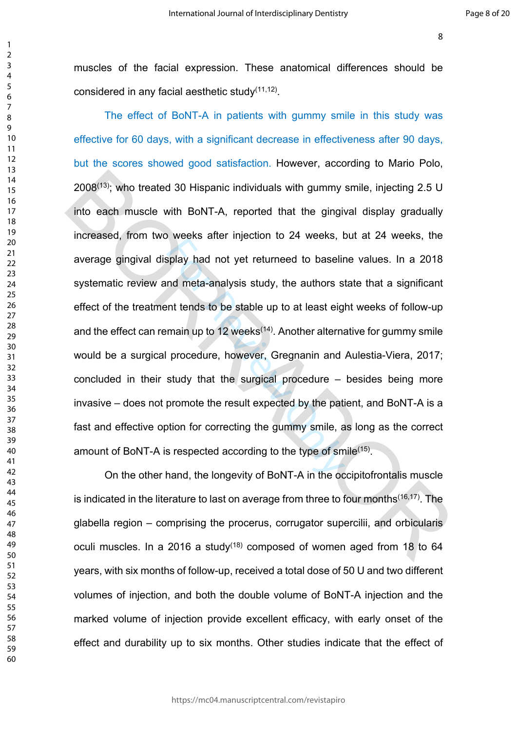muscles of the facial expression. These anatomical differences should be considered in any facial aesthetic study[11,12].

The effect of BoNT-A in patients with gummy smile in this study was effective for 60 days, with a significant decrease in effectiveness after 90 days, but the scores showed good satisfaction. However, according to Mario Polo, 2008[13]; who treated 30 Hispanic individuals with gummy smile, injecting 2.5 U into each muscle with BoNT-A, reported that the gingival display gradually increased, from two weeks after injection to 24 weeks, but at 24 weeks, the average gingival display had not yet returneed to baseline values. In a 2018 systematic review and meta-analysis study, the authors state that a significant effect of the treatment tends to be stable up to at least eight weeks of follow-up and the effect can remain up to 12 weeks[14]. Another alternative for gummy smile would be a surgical procedure, however, Gregnanin and Aulestia-Viera, 2017; concluded in their study that the surgical procedure – besides being more invasive – does not promote the result expected by the patient, and BoNT-A is a fast and effective option for correcting the gummy smile, as long as the correct amount of BoNT-A is respected according to the type of smile[15].

On the other hand, the longevity of BoNT-A in the occipitofrontalis muscle is indicated in the literature to last on average from three to four months[16,17]. The glabella region – comprising the procerus, corrugator supercilii, and orbicularis oculi muscles. In a 2016 a study[18] composed of women aged from 18 to 64 years, with six months of follow-up, received a total dose of 50 U and two different volumes of injection, and both the double volume of BoNT-A injection and the marked volume of injection provide excellent efficacy, with early onset of the effect and durability up to six months. Other studies indicate that the effect of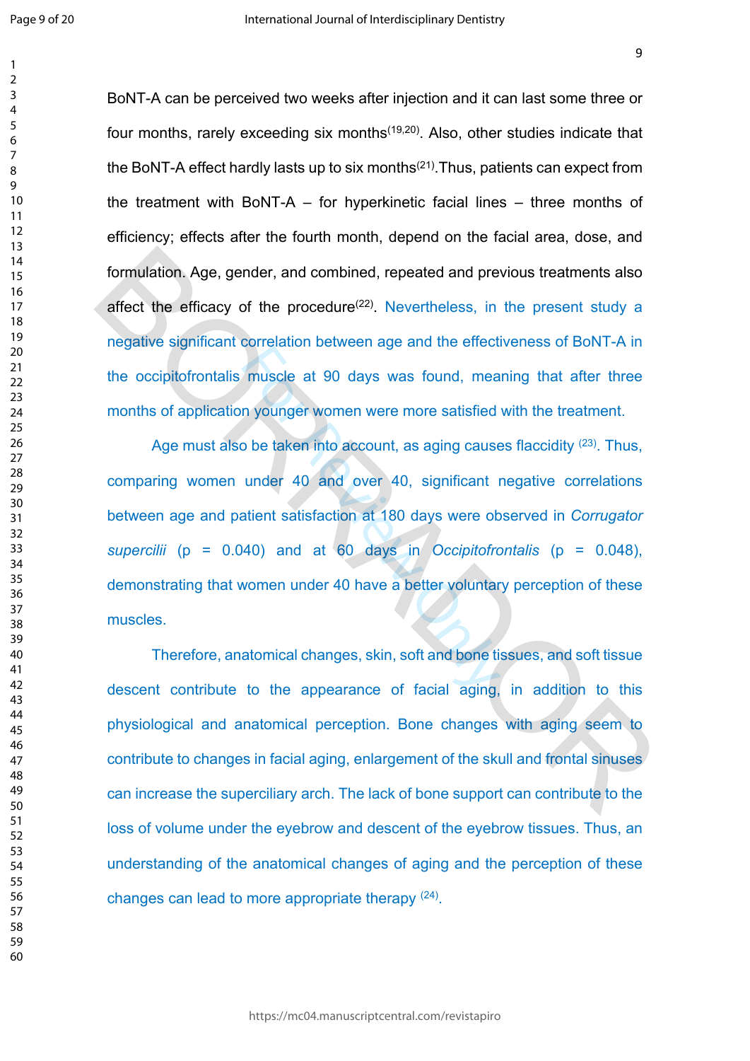BoNT-A can be perceived two weeks after injection and it can last some three or four months, rarely exceeding six months[19,20]. Also, other studies indicate that the BoNT-A effect hardly lasts up to six months[21].Thus, patients can expect from the treatment with BoNT-A – for hyperkinetic facial lines – three months of efficiency; effects after the fourth month, depend on the facial area, dose, and formulation. Age, gender, and combined, repeated and previous treatments also affect the efficacy of the procedure[22]. Nevertheless, in the present study a negative significant correlation between age and the effectiveness of BoNT-A in the occipitofrontalis muscle at 90 days was found, meaning that after three months of application younger women were more satisfied with the treatment.

Age must also be taken into account, as aging causes flaccidity [23]. Thus, comparing women under 40 and over 40, significant negative correlations between age and patient satisfaction at 180 days were observed in *Corrugator supercilii* ($p = 0.040$) and at 60 days in *Occipitofrontalis* ($p = 0.048$), demonstrating that women under 40 have a better voluntary perception of these muscles.

Therefore, anatomical changes, skin, soft and bone tissues, and soft tissue descent contribute to the appearance of facial aging, in addition to this physiological and anatomical perception. Bone changes with aging seem to contribute to changes in facial aging, enlargement of the skull and frontal sinuses can increase the superciliary arch. The lack of bone support can contribute to the loss of volume under the eyebrow and descent of the eyebrow tissues. Thus, an understanding of the anatomical changes of aging and the perception of these changes can lead to more appropriate therapy [24].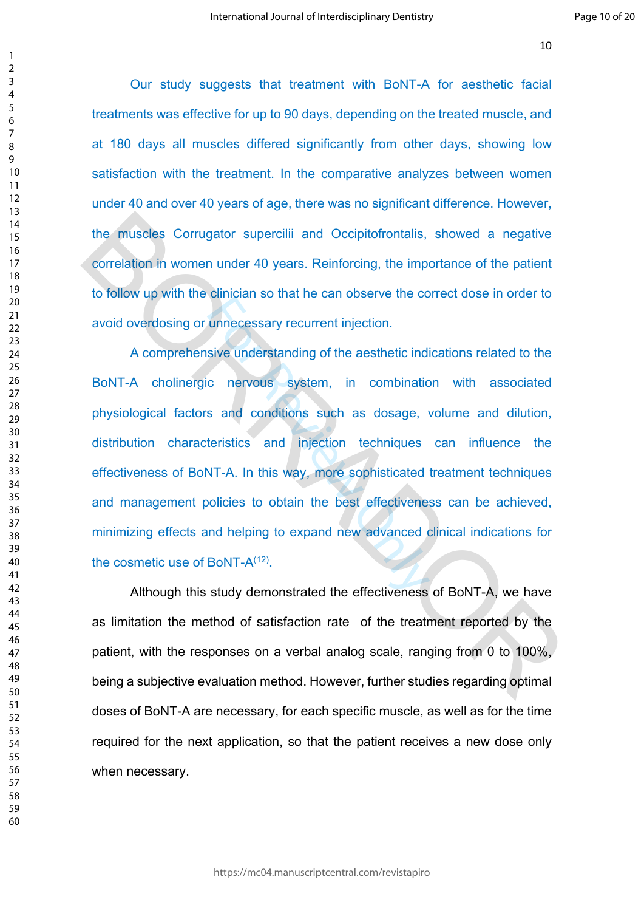Our study suggests that treatment with BoNT-A for aesthetic facial treatments was effective for up to 90 days, depending on the treated muscle, and at 180 days all muscles differed significantly from other days, showing low satisfaction with the treatment. In the comparative analyzes between women under 40 and over 40 years of age, there was no significant difference. However, the muscles Corrugator supercilii and Occipitofrontalis, showed a negative correlation in women under 40 years. Reinforcing, the importance of the patient to follow up with the clinician so that he can observe the correct dose in order to avoid overdosing or unnecessary recurrent injection.

A comprehensive understanding of the aesthetic indications related to the BoNT-A cholinergic nervous system, in combination with associated physiological factors and conditions such as dosage, volume and dilution, distribution characteristics and injection techniques can influence the effectiveness of BoNT-A. In this way, more sophisticated treatment techniques and management policies to obtain the best effectiveness can be achieved, minimizing effects and helping to expand new advanced clinical indications for the cosmetic use of BoNT-A[12].

Although this study demonstrated the effectiveness of BoNT-A, we have as limitation the method of satisfaction rate of the treatment reported by the patient, with the responses on a verbal analog scale, ranging from 0 to 100%, being a subjective evaluation method. However, further studies regarding optimal doses of BoNT-A are necessary, for each specific muscle, as well as for the time required for the next application, so that the patient receives a new dose only when necessary.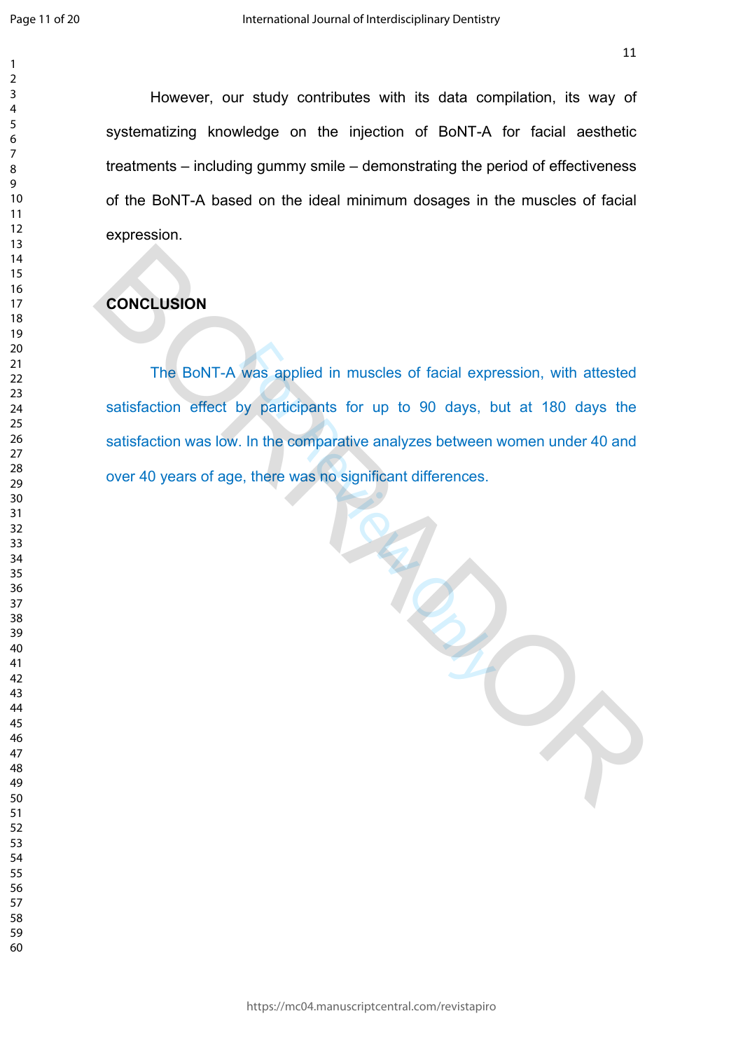However, our study contributes with its data compilation, its way of systematizing knowledge on the injection of BoNT-A for facial aesthetic treatments – including gummy smile – demonstrating the period of effectiveness of the BoNT-A based on the ideal minimum dosages in the muscles of facial expression.

## CONCLUSION

The BoNT-A was applied in muscles of facial expression, with attested satisfaction effect by participants for up to 90 days, but at 180 days the satisfaction was low. In the comparative analyzes between women under 40 and over 40 years of age, there was no significant differences.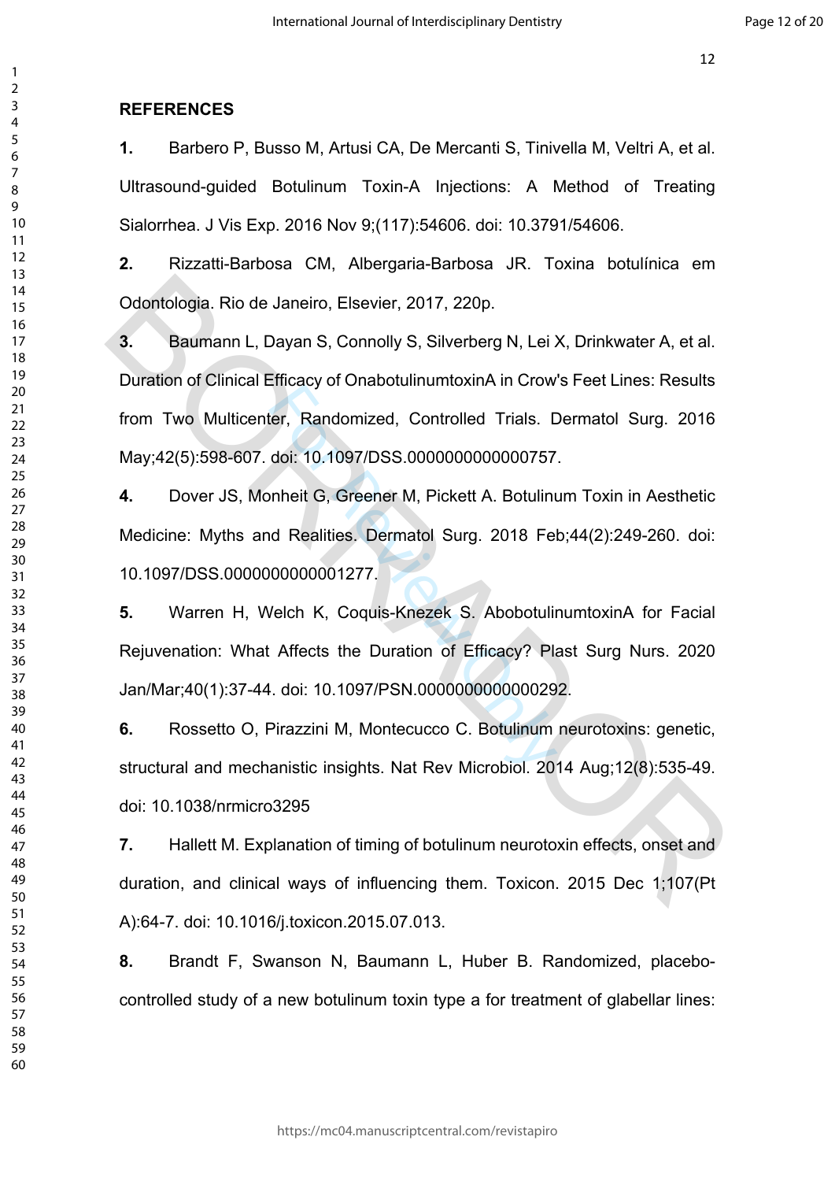## REFERENCES

**1.** Barbero P, Busso M, Artusi CA, De Mercanti S, Tinivella M, Veltri A, et al. Ultrasound-guided Botulinum Toxin-A Injections: A Method of Treating Sialorrhea. J Vis Exp. 2016 Nov 9;(117):54606. doi: 10.3791/54606.

**2.** Rizzatti-Barbosa CM, Albergaria-Barbosa JR. Toxina botulínica em Odontologia. Rio de Janeiro, Elsevier, 2017, 220p.

**3.** Baumann L, Dayan S, Connolly S, Silverberg N, Lei X, Drinkwater A, et al. Duration of Clinical Efficacy of OnabotulinumtoxinA in Crow's Feet Lines: Results from Two Multicenter, Randomized, Controlled Trials. Dermatol Surg. 2016 May;42(5):598-607. doi: 10.1097/DSS.0000000000000757.

**4.** Dover JS, Monheit G, Greener M, Pickett A. Botulinum Toxin in Aesthetic Medicine: Myths and Realities. Dermatol Surg. 2018 Feb;44(2):249-260. doi: 10.1097/DSS.0000000000001277.

**5.** Warren H, Welch K, Coquis-Knezek S. AbobotulinumtoxinA for Facial Rejuvenation: What Affects the Duration of Efficacy? Plast Surg Nurs. 2020 Jan/Mar;40(1):37-44. doi: 10.1097/PSN.0000000000000292.

**6.** Rossetto O, Pirazzini M, Montecucco C. Botulinum neurotoxins: genetic, structural and mechanistic insights. Nat Rev Microbiol. 2014 Aug;12(8):535-49. doi: 10.1038/nrmicro3295

**7.** Hallett M. Explanation of timing of botulinum neurotoxin effects, onset and duration, and clinical ways of influencing them. Toxicon. 2015 Dec 1;107(Pt A):64-7. doi: 10.1016/j.toxicon.2015.07.013.

**8.** Brandt F, Swanson N, Baumann L, Huber B. Randomized, placebo-controlled study of a new botulinum toxin type a for treatment of glabellar lines: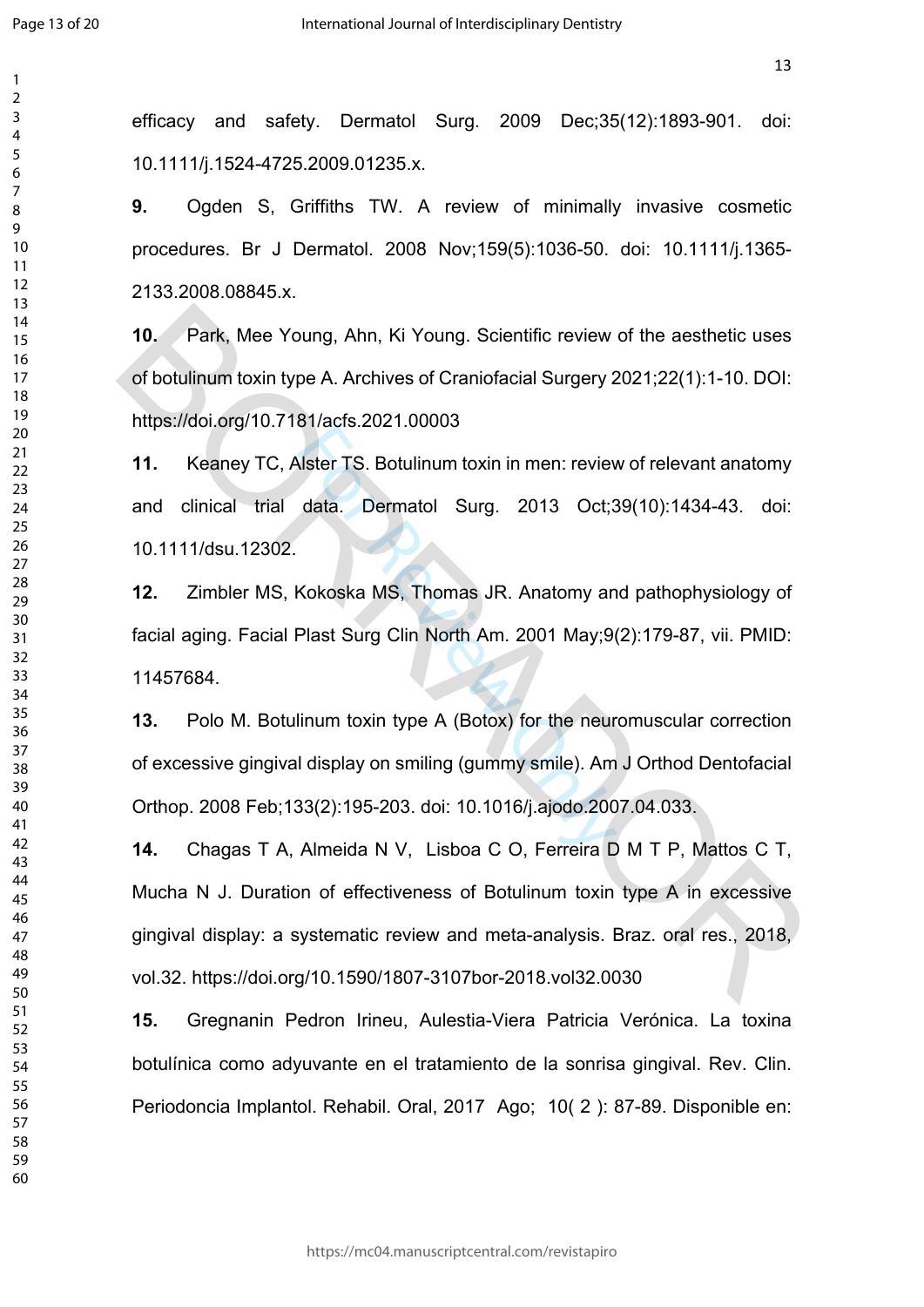efficacy and safety. Dermatol Surg. 2009 Dec;35(12):1893-901. doi: 10.1111/j.1524-4725.2009.01235.x.

**9.** Ogden S, Griffiths TW. A review of minimally invasive cosmetic procedures. Br J Dermatol. 2008 Nov;159(5):1036-50. doi: 10.1111/j.1365-2133.2008.08845.x.

**10.** Park, Mee Young, Ahn, Ki Young. Scientific review of the aesthetic uses of botulinum toxin type A. Archives of Craniofacial Surgery 2021;22(1):1-10. DOI: https://doi.org/10.7181/acfs.2021.00003

**11.** Keaney TC, Alster TS. Botulinum toxin in men: review of relevant anatomy and clinical trial data. Dermatol Surg. 2013 Oct;39(10):1434-43. doi: 10.1111/dsu.12302.

**12.** Zimbler MS, Kokoska MS, Thomas JR. Anatomy and pathophysiology of facial aging. Facial Plast Surg Clin North Am. 2001 May;9(2):179-87, vii. PMID: 11457684.

**13.** Polo M. Botulinum toxin type A (Botox) for the neuromuscular correction of excessive gingival display on smiling (gummy smile). Am J Orthod Dentofacial Orthop. 2008 Feb;133(2):195-203. doi: 10.1016/j.ajodo.2007.04.033.

**14.** Chagas T A, Almeida N V, Lisboa C O, Ferreira D M T P, Mattos C T, Mucha N J. Duration of effectiveness of Botulinum toxin type A in excessive gingival display: a systematic review and meta-analysis. Braz. oral res., 2018, vol.32. https://doi.org/10.1590/1807-3107bor-2018.vol32.0030

**15.** Gregnanin Pedron Irineu, Aulestia-Viera Patricia Verónica. La toxina botulínica como adyuvante en el tratamiento de la sonrisa gingival. Rev. Clin. Periodoncia Implantol. Rehabil. Oral, 2017 Ago; 10( 2 ): 87-89. Disponible en: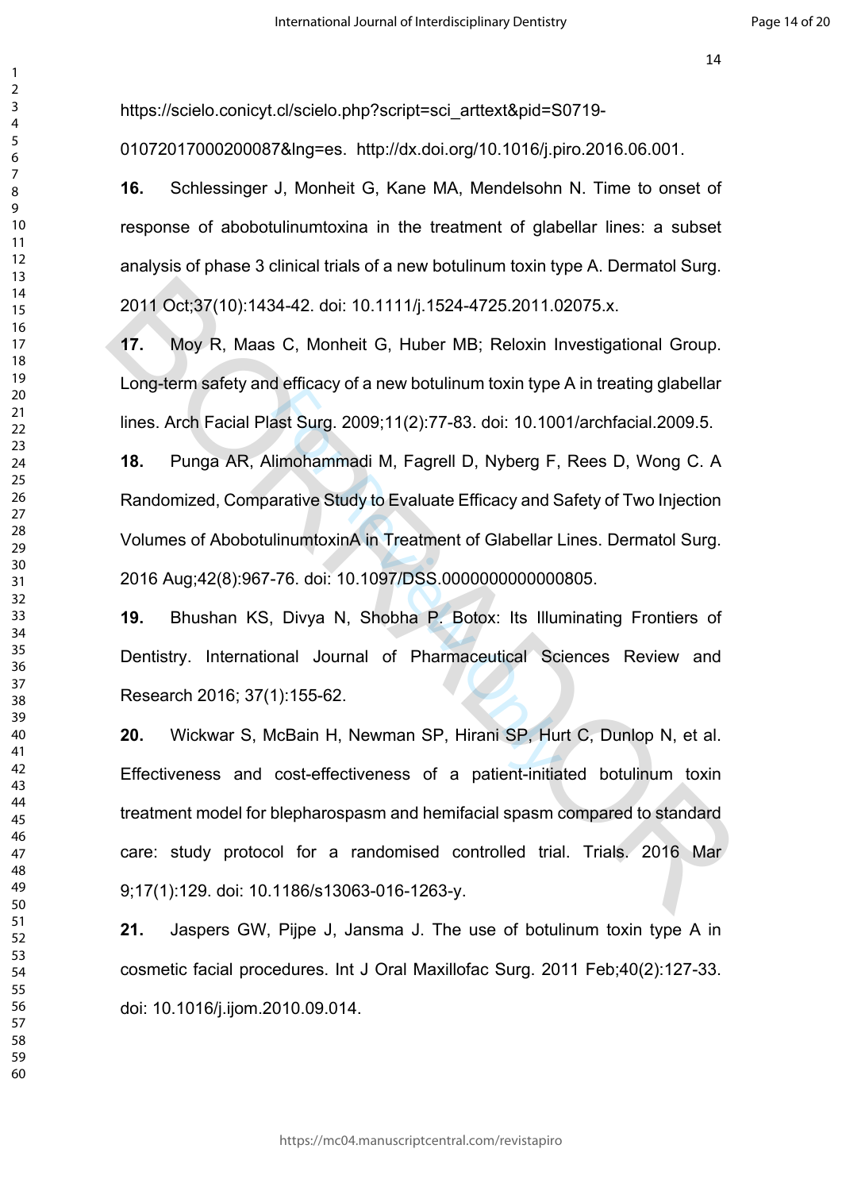https://scielo.conicyt.cl/scielo.php?script=sci_arttext&pid=S0719-01072017000200087&lng=es. http://dx.doi.org/10.1016/j.piro.2016.06.001.

**16.** Schlessinger J, Monheit G, Kane MA, Mendelsohn N. Time to onset of response of abobotulinumtoxina in the treatment of glabellar lines: a subset analysis of phase 3 clinical trials of a new botulinum toxin type A. Dermatol Surg. 2011 Oct;37(10):1434-42. doi: 10.1111/j.1524-4725.2011.02075.x.

**17.** Moy R, Maas C, Monheit G, Huber MB; Reloxin Investigational Group. Long-term safety and efficacy of a new botulinum toxin type A in treating glabellar lines. Arch Facial Plast Surg. 2009;11(2):77-83. doi: 10.1001/archfacial.2009.5.

**18.** Punga AR, Alimohammadi M, Fagrell D, Nyberg F, Rees D, Wong C. A Randomized, Comparative Study to Evaluate Efficacy and Safety of Two Injection Volumes of AbobotulinumtoxinA in Treatment of Glabellar Lines. Dermatol Surg. 2016 Aug;42(8):967-76. doi: 10.1097/DSS.0000000000000805.

**19.** Bhushan KS, Divya N, Shobha P. Botox: Its Illuminating Frontiers of Dentistry. International Journal of Pharmaceutical Sciences Review and Research 2016; 37(1):155-62.

**20.** Wickwar S, McBain H, Newman SP, Hirani SP, Hurt C, Dunlop N, et al. Effectiveness and cost-effectiveness of a patient-initiated botulinum toxin treatment model for blepharospasm and hemifacial spasm compared to standard care: study protocol for a randomised controlled trial. Trials. 2016 Mar 9;17(1):129. doi: 10.1186/s13063-016-1263-y.

**21.** Jaspers GW, Pijpe J, Jansma J. The use of botulinum toxin type A in cosmetic facial procedures. Int J Oral Maxillofac Surg. 2011 Feb;40(2):127-33. doi: 10.1016/j.ijom.2010.09.014.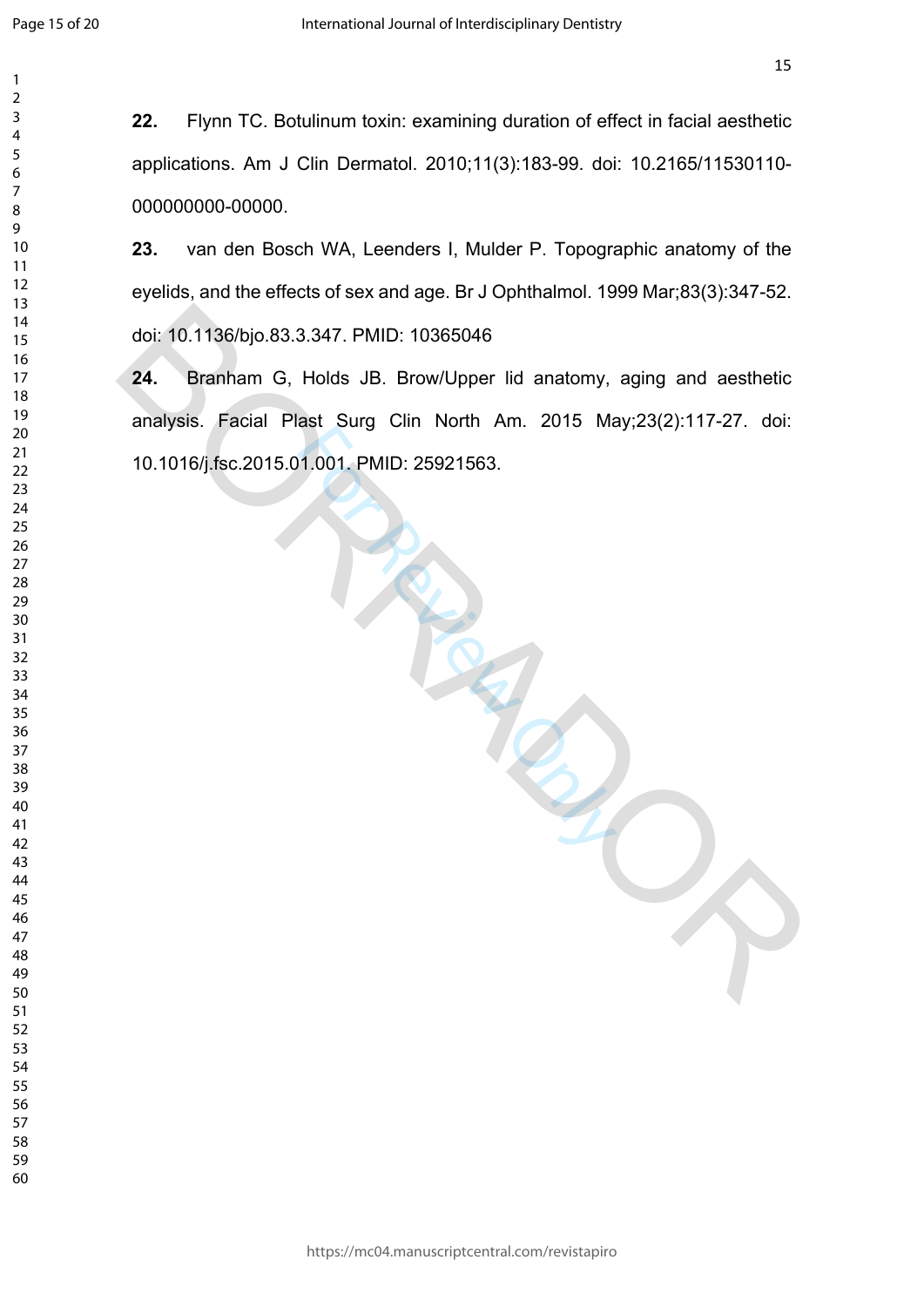**22.** Flynn TC. Botulinum toxin: examining duration of effect in facial aesthetic applications. Am J Clin Dermatol. 2010;11(3):183-99. doi: 10.2165/11530110-000000000-00000.

**23.** van den Bosch WA, Leenders I, Mulder P. Topographic anatomy of the eyelids, and the effects of sex and age. Br J Ophthalmol. 1999 Mar;83(3):347-52. doi: 10.1136/bjo.83.3.347. PMID: 10365046

**24.** Branham G, Holds JB. Brow/Upper lid anatomy, aging and aesthetic analysis. Facial Plast Surg Clin North Am. 2015 May;23(2):117-27. doi: 10.1016/j.fsc.2015.01.001. PMID: 25921563.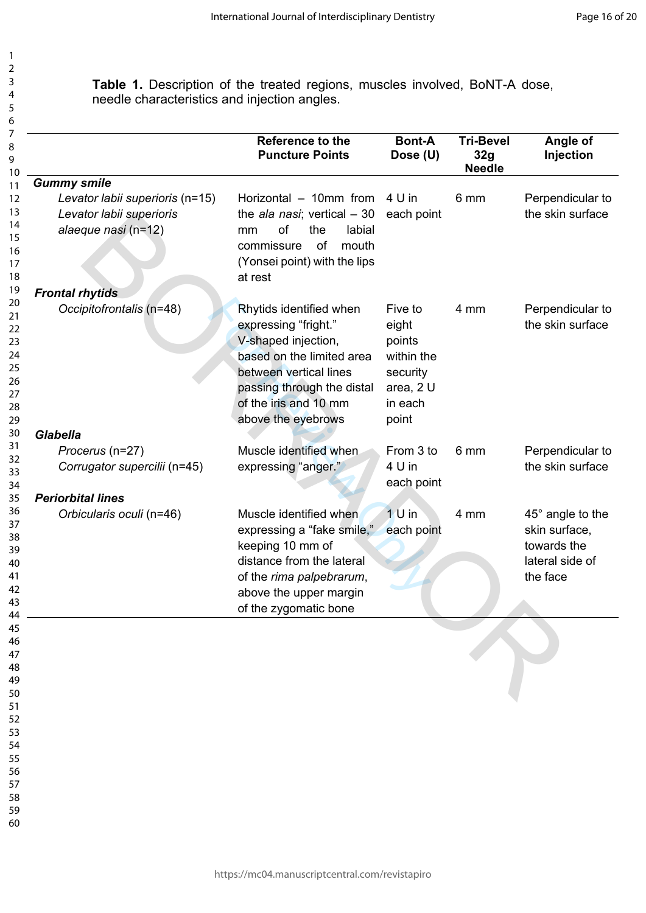**Table 1.** Description of the treated regions, muscles involved, BoNT-A dose, needle characteristics and injection angles.

| | Reference to the Puncture Points | Bont-A Dose (U) | Tri-Bevel 32g Needle | Angle of Injection |
|---|---|---|---|---|
| ***Gummy smile*** | | | | |
| *Levator labii superioris* (n=15) *Levator labii superioris alaeque nasi* (n=12) | Horizontal – 10mm from the *ala nasi*; vertical – 30 mm of the labial commissure of mouth (Yonsei point) with the lips at rest | 4 U in each point | 6 mm | Perpendicular to the skin surface |
| ***Frontal rhytids*** | | | | |
| *Occipitofrontalis* (n=48) | Rhytids identified when expressing "fright." V-shaped injection, based on the limited area between vertical lines passing through the distal of the iris and 10 mm above the eyebrows | Five to eight points within the security area, 2 U in each point | 4 mm | Perpendicular to the skin surface |
| ***Glabella*** | | | | |
| *Procerus* (n=27) *Corrugator supercilii* (n=45) | Muscle identified when expressing "anger." | From 3 to 4 U in each point | 6 mm | Perpendicular to the skin surface |
| ***Periorbital lines*** | | | | |
| *Orbicularis oculi* (n=46) | Muscle identified when expressing a "fake smile," keeping 10 mm of distance from the lateral of the *rima palpebrarum*, above the upper margin of the zygomatic bone | 1 U in each point | 4 mm | 45° angle to the skin surface, towards the lateral side of the face |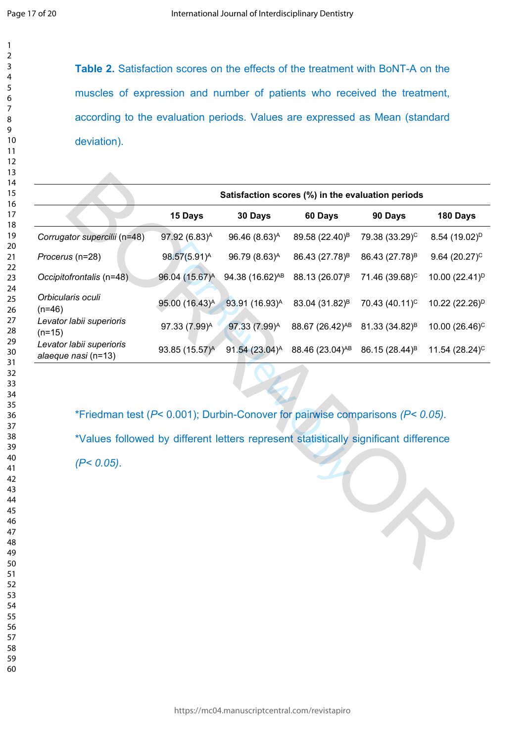**Table 2.** Satisfaction scores on the effects of the treatment with BoNT-A on the muscles of expression and number of patients who received the treatment, according to the evaluation periods. Values are expressed as Mean (standard deviation).

| | Satisfaction scores (%) in the evaluation periods | | | | |
|---|---|---|---|---|---|
| | 15 Days | 30 Days | 60 Days | 90 Days | 180 Days |
| *Corrugator supercilii* (n=48) | 97.92 (6.83)$^{A}$ | 96.46 (8.63)$^{A}$ | 89.58 (22.40)$^{B}$ | 79.38 (33.29)$^{C}$ | 8.54 (19.02)$^{D}$ |
| *Procerus* (n=28) | 98.57(5.91)$^{A}$ | 96.79 (8.63)$^{A}$ | 86.43 (27.78)$^{B}$ | 86.43 (27.78)$^{B}$ | 9.64 (20.27)$^{C}$ |
| *Occipitofrontalis* (n=48) | 96.04 (15.67)$^{A}$ | 94.38 (16.62)$^{AB}$ | 88.13 (26.07)$^{B}$ | 71.46 (39.68)$^{C}$ | 10.00 (22.41)$^{D}$ |
| *Orbicularis oculi* (n=46) | 95.00 (16.43)$^{A}$ | 93.91 (16.93)$^{A}$ | 83.04 (31.82)$^{B}$ | 70.43 (40.11)$^{C}$ | 10.22 (22.26)$^{D}$ |
| *Levator labii superioris* (n=15) | 97.33 (7.99)$^{A}$ | 97.33 (7.99)$^{A}$ | 88.67 (26.42)$^{AB}$ | 81.33 (34.82)$^{B}$ | 10.00 (26.46)$^{C}$ |
| *Levator labii superioris alaeque nasi* (n=13) | 93.85 (15.57)$^{A}$ | 91.54 (23.04)$^{A}$ | 88.46 (23.04)$^{AB}$ | 86.15 (28.44)$^{B}$ | 11.54 (28.24)$^{C}$ |

*Friedman test ($P< 0.001$); Durbin-Conover for pairwise comparisons *($P< 0.05$)*.

*Values followed by different letters represent statistically significant difference *($P< 0.05$)*.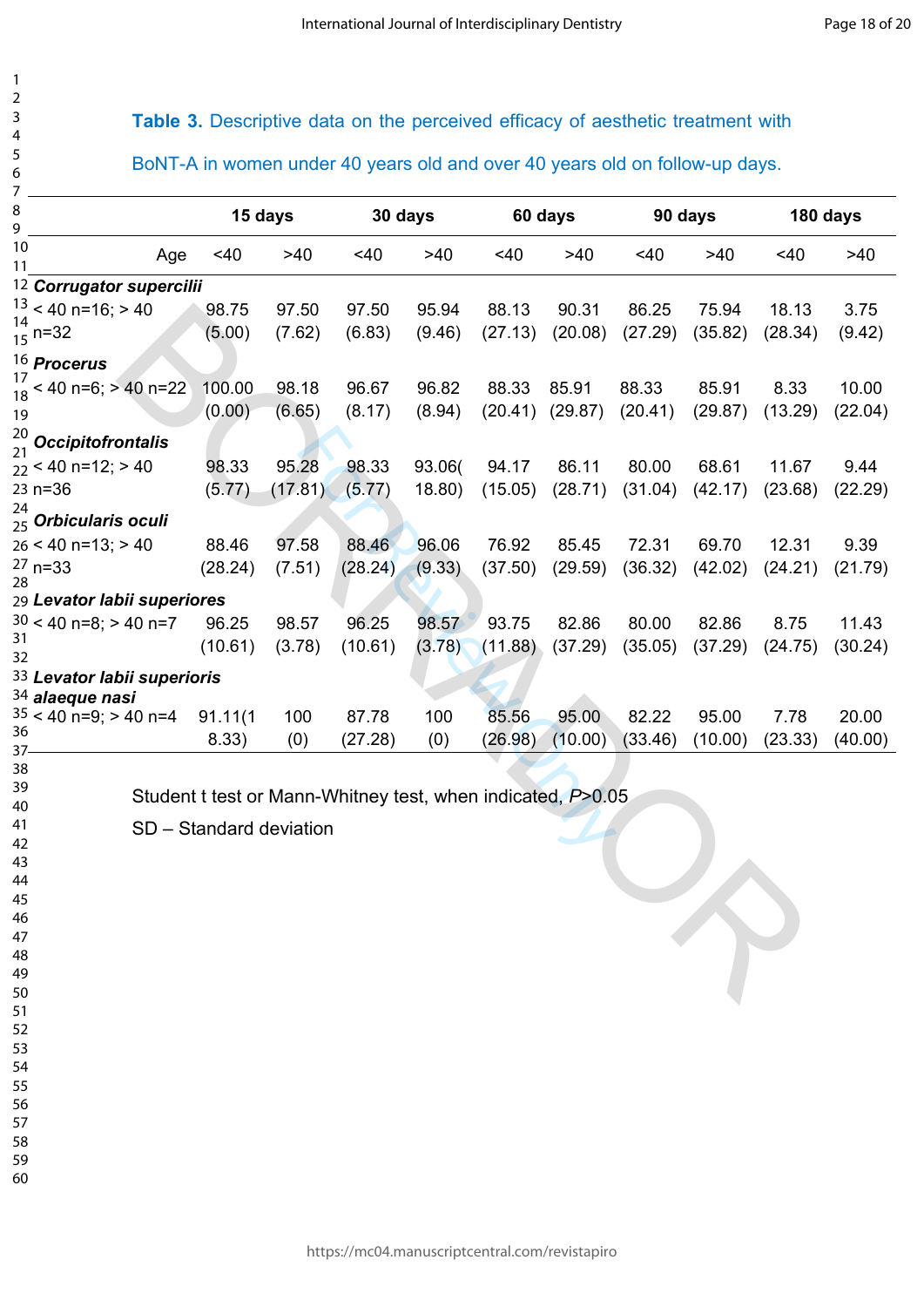**Table 3.** Descriptive data on the perceived efficacy of aesthetic treatment with BoNT-A in women under 40 years old and over 40 years old on follow-up days.

| | 15 days | | 30 days | | 60 days | | 90 days | | 180 days | |
|---|---|---|---|---|---|---|---|---|---|---|
| Age | <40 | >40 | <40 | >40 | <40 | >40 | <40 | >40 | <40 | >40 |
| ***Corrugator supercilii*** | | | | | | | | | | |
| < 40 n=16; > 40 n=32 | 98.75 (5.00) | 97.50 (7.62) | 97.50 (6.83) | 95.94 (9.46) | 88.13 (27.13) | 90.31 (20.08) | 86.25 (27.29) | 75.94 (35.82) | 18.13 (28.34) | 3.75 (9.42) |
| ***Procerus*** | | | | | | | | | | |
| < 40 n=6; > 40 n=22 | 100.00 (0.00) | 98.18 (6.65) | 96.67 (8.17) | 96.82 (8.94) | 88.33 (20.41) | 85.91 (29.87) | 88.33 (20.41) | 85.91 (29.87) | 8.33 (13.29) | 10.00 (22.04) |
| ***Occipitofrontalis*** | | | | | | | | | | |
| < 40 n=12; > 40 n=36 | 98.33 (5.77) | 95.28 (17.81) | 98.33 (5.77) | 93.06( 18.80) | 94.17 (15.05) | 86.11 (28.71) | 80.00 (31.04) | 68.61 (42.17) | 11.67 (23.68) | 9.44 (22.29) |
| ***Orbicularis oculi*** | | | | | | | | | | |
| < 40 n=13; > 40 n=33 | 88.46 (28.24) | 97.58 (7.51) | 88.46 (28.24) | 96.06 (9.33) | 76.92 (37.50) | 85.45 (29.59) | 72.31 (36.32) | 69.70 (42.02) | 12.31 (24.21) | 9.39 (21.79) |
| ***Levator labii superiores*** | | | | | | | | | | |
| < 40 n=8; > 40 n=7 | 96.25 (10.61) | 98.57 (3.78) | 96.25 (10.61) | 98.57 (3.78) | 93.75 (11.88) | 82.86 (37.29) | 80.00 (35.05) | 82.86 (37.29) | 8.75 (24.75) | 11.43 (30.24) |
| ***Levator labii superioris alaeque nasi*** | | | | | | | | | | |
| < 40 n=9; > 40 n=4 | 91.11(1 8.33) | 100 (0) | 87.78 (27.28) | 100 (0) | 85.56 (26.98) | 95.00 (10.00) | 82.22 (33.46) | 95.00 (10.00) | 7.78 (23.33) | 20.00 (40.00) |

Student t test or Mann-Whitney test, when indicated, $P$>0.05

SD – Standard deviation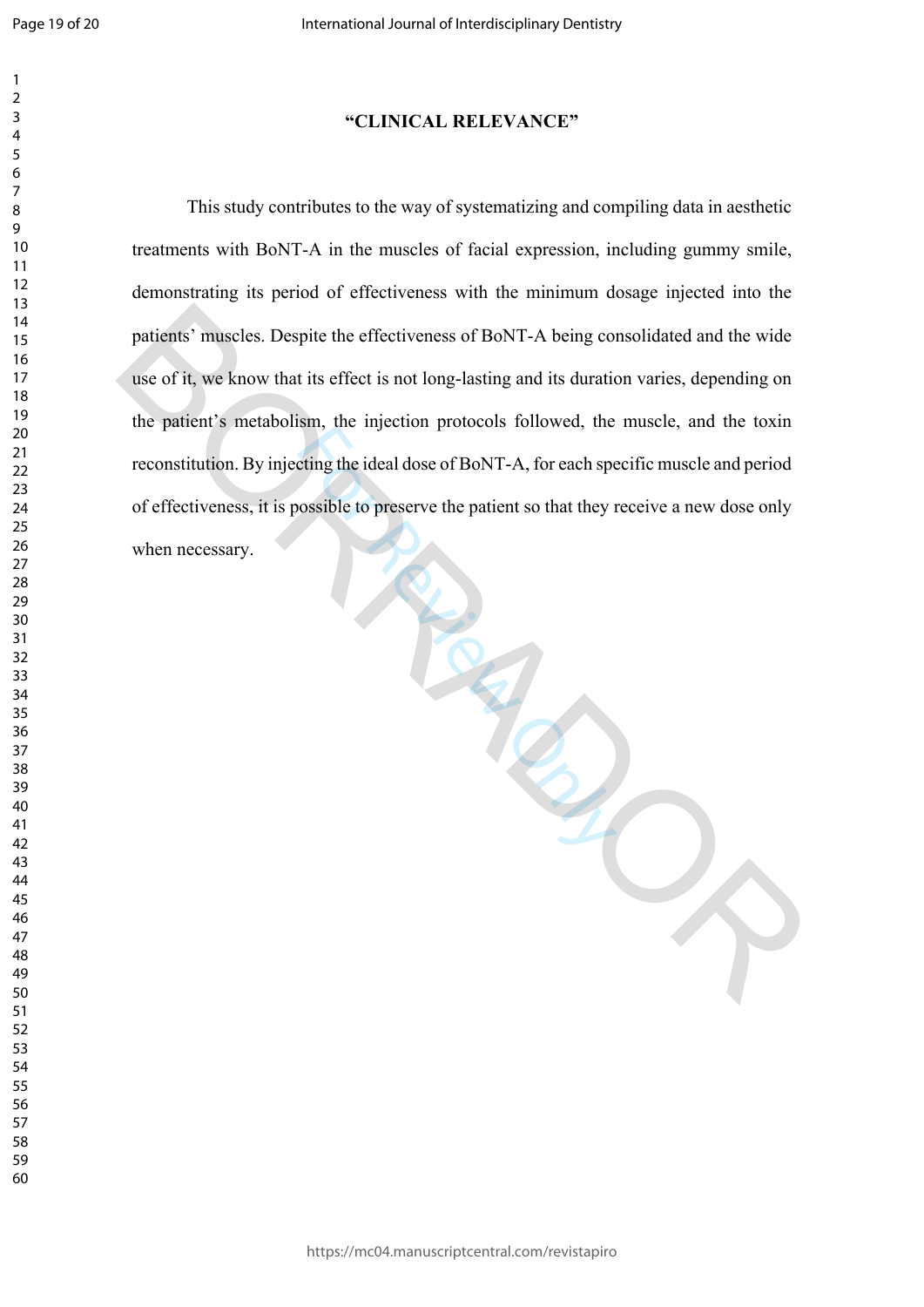## "CLINICAL RELEVANCE"

This study contributes to the way of systematizing and compiling data in aesthetic treatments with BoNT-A in the muscles of facial expression, including gummy smile, demonstrating its period of effectiveness with the minimum dosage injected into the patients' muscles. Despite the effectiveness of BoNT-A being consolidated and the wide use of it, we know that its effect is not long-lasting and its duration varies, depending on the patient's metabolism, the injection protocols followed, the muscle, and the toxin reconstitution. By injecting the ideal dose of BoNT-A, for each specific muscle and period of effectiveness, it is possible to preserve the patient so that they receive a new dose only when necessary.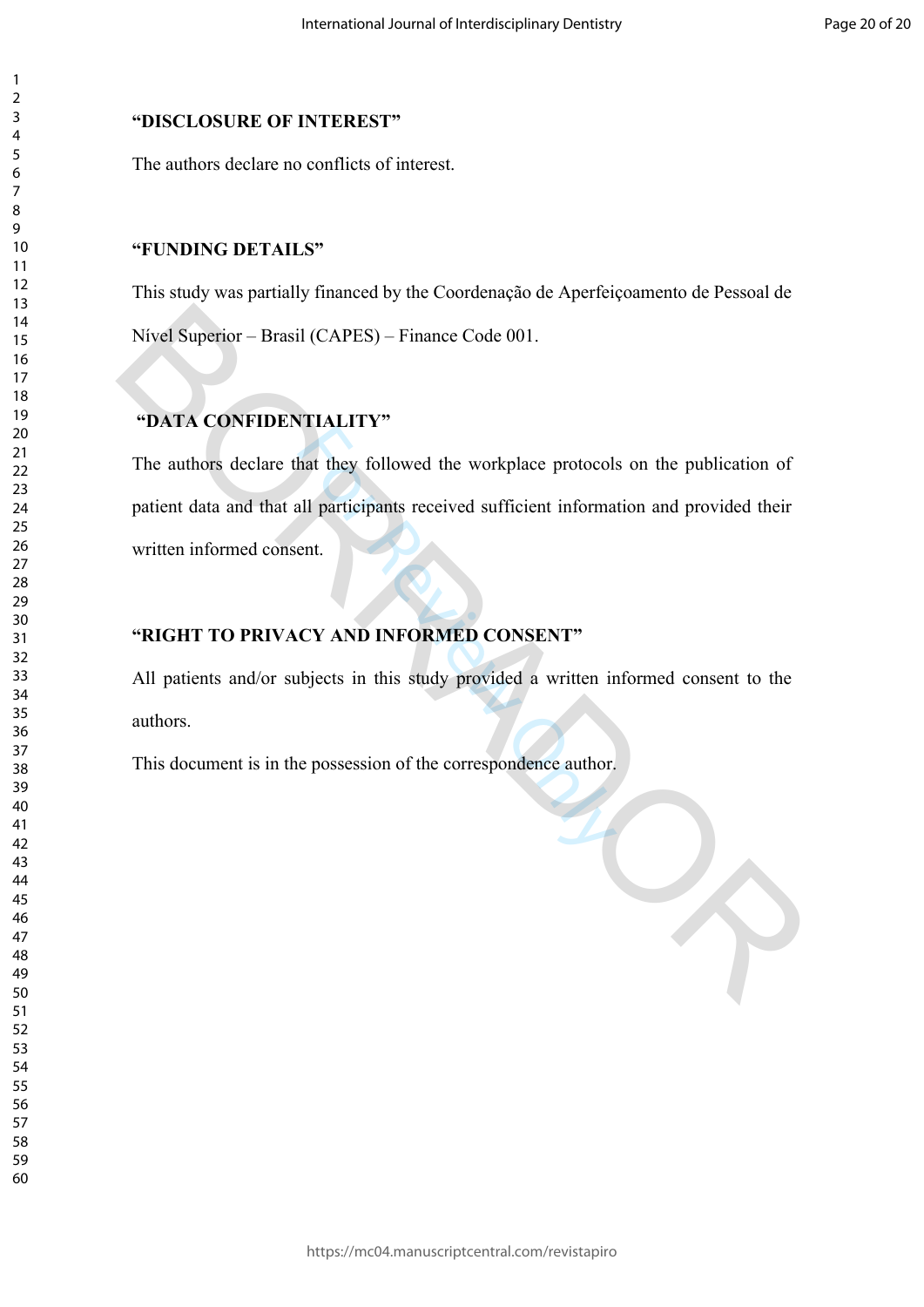## “DISCLOSURE OF INTEREST”

The authors declare no conflicts of interest.

## “FUNDING DETAILS”

This study was partially financed by the Coordenação de Aperfeiçoamento de Pessoal de Nível Superior – Brasil (CAPES) – Finance Code 001.

## “DATA CONFIDENTIALITY”

The authors declare that they followed the workplace protocols on the publication of patient data and that all participants received sufficient information and provided their written informed consent.

## “RIGHT TO PRIVACY AND INFORMED CONSENT”

All patients and/or subjects in this study provided a written informed consent to the authors.

This document is in the possession of the correspondence author.